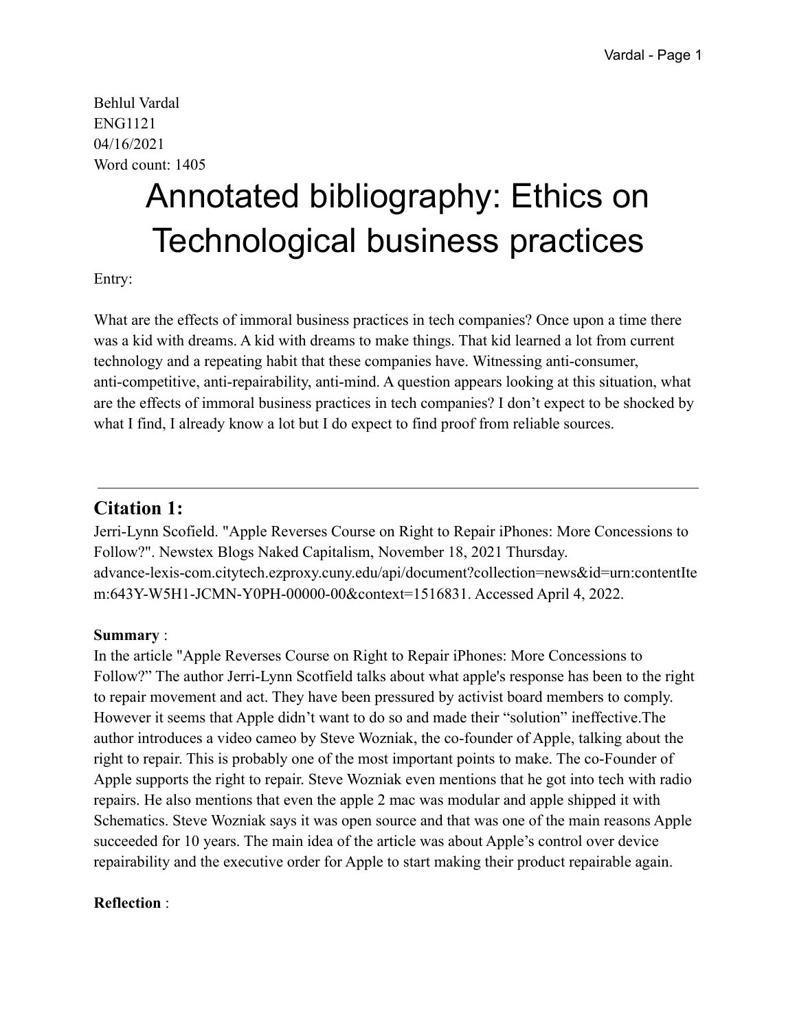Behlul Vardal
ENG1121
04/16/2021
Word count: 1405

# Annotated bibliography: Ethics on Technological business practices

Entry:

What are the effects of immoral business practices in tech companies? Once upon a time there was a kid with dreams. A kid with dreams to make things. That kid learned a lot from current technology and a repeating habit that these companies have. Witnessing anti-consumer, anti-competitive, anti-repairability, anti-mind. A question appears looking at this situation, what are the effects of immoral business practices in tech companies? I don't expect to be shocked by what I find, I already know a lot but I do expect to find proof from reliable sources.

---

## Citation 1:

Jerri-Lynn Scofield. "Apple Reverses Course on Right to Repair iPhones: More Concessions to Follow?". Newstex Blogs Naked Capitalism, November 18, 2021 Thursday. advance-lexis-com.citytech.ezproxy.cuny.edu/api/document?collection=news&id=urn:contentItem:643Y-W5H1-JCMN-Y0PH-00000-00&context=1516831. Accessed April 4, 2022.

**Summary** :
In the article "Apple Reverses Course on Right to Repair iPhones: More Concessions to Follow?" The author Jerri-Lynn Scotfield talks about what apple's response has been to the right to repair movement and act. They have been pressured by activist board members to comply. However it seems that Apple didn't want to do so and made their "solution" ineffective.The author introduces a video cameo by Steve Wozniak, the co-founder of Apple, talking about the right to repair. This is probably one of the most important points to make. The co-Founder of Apple supports the right to repair. Steve Wozniak even mentions that he got into tech with radio repairs. He also mentions that even the apple 2 mac was modular and apple shipped it with Schematics. Steve Wozniak says it was open source and that was one of the main reasons Apple succeeded for 10 years. The main idea of the article was about Apple's control over device repairability and the executive order for Apple to start making their product repairable again.

**Reflection** :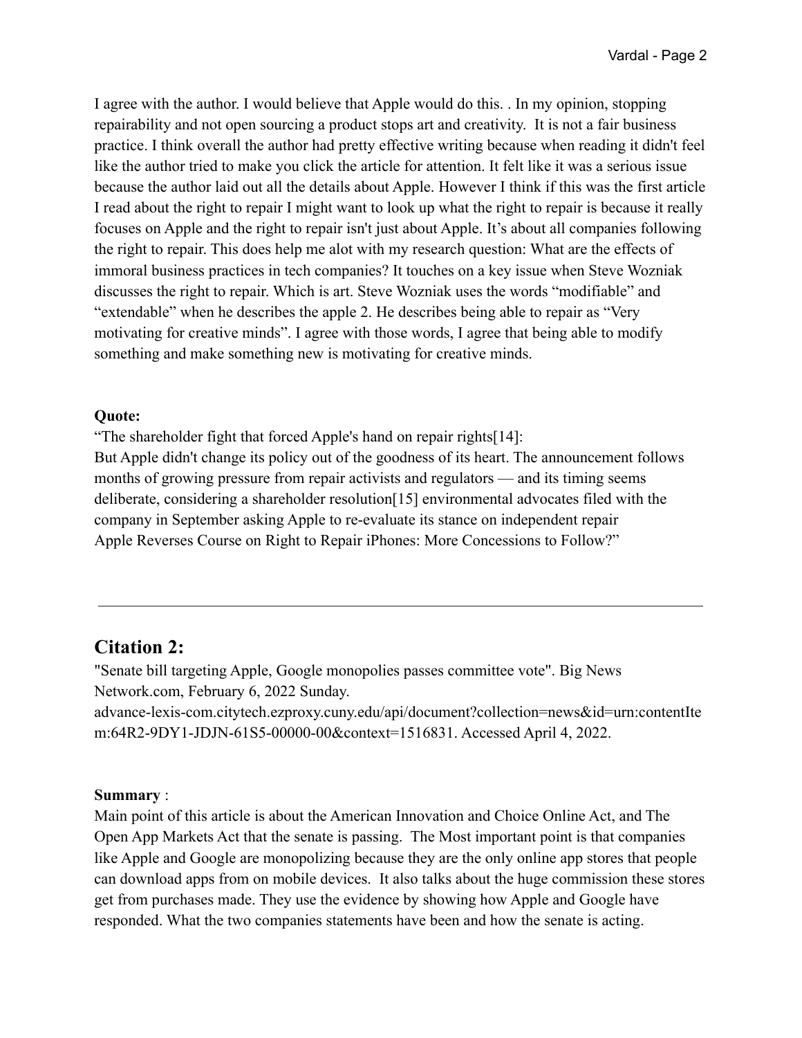I agree with the author. I would believe that Apple would do this. . In my opinion, stopping repairability and not open sourcing a product stops art and creativity.  It is not a fair business practice. I think overall the author had pretty effective writing because when reading it didn't feel like the author tried to make you click the article for attention. It felt like it was a serious issue because the author laid out all the details about Apple. However I think if this was the first article I read about the right to repair I might want to look up what the right to repair is because it really focuses on Apple and the right to repair isn't just about Apple. It's about all companies following the right to repair. This does help me alot with my research question: What are the effects of immoral business practices in tech companies? It touches on a key issue when Steve Wozniak discusses the right to repair. Which is art. Steve Wozniak uses the words "modifiable" and "extendable" when he describes the apple 2. He describes being able to repair as "Very motivating for creative minds". I agree with those words, I agree that being able to modify something and make something new is motivating for creative minds.

**Quote:**

"The shareholder fight that forced Apple's hand on repair rights[14]:
But Apple didn't change its policy out of the goodness of its heart. The announcement follows months of growing pressure from repair activists and regulators — and its timing seems deliberate, considering a shareholder resolution[15] environmental advocates filed with the company in September asking Apple to re-evaluate its stance on independent repair
Apple Reverses Course on Right to Repair iPhones: More Concessions to Follow?"

---

## Citation 2:

"Senate bill targeting Apple, Google monopolies passes committee vote". Big News Network.com, February 6, 2022 Sunday. advance-lexis-com.citytech.ezproxy.cuny.edu/api/document?collection=news&id=urn:contentItem:64R2-9DY1-JDJN-61S5-00000-00&context=1516831. Accessed April 4, 2022.

**Summary** :

Main point of this article is about the American Innovation and Choice Online Act, and The Open App Markets Act that the senate is passing.  The Most important point is that companies like Apple and Google are monopolizing because they are the only online app stores that people can download apps from on mobile devices.  It also talks about the huge commission these stores get from purchases made. They use the evidence by showing how Apple and Google have responded. What the two companies statements have been and how the senate is acting.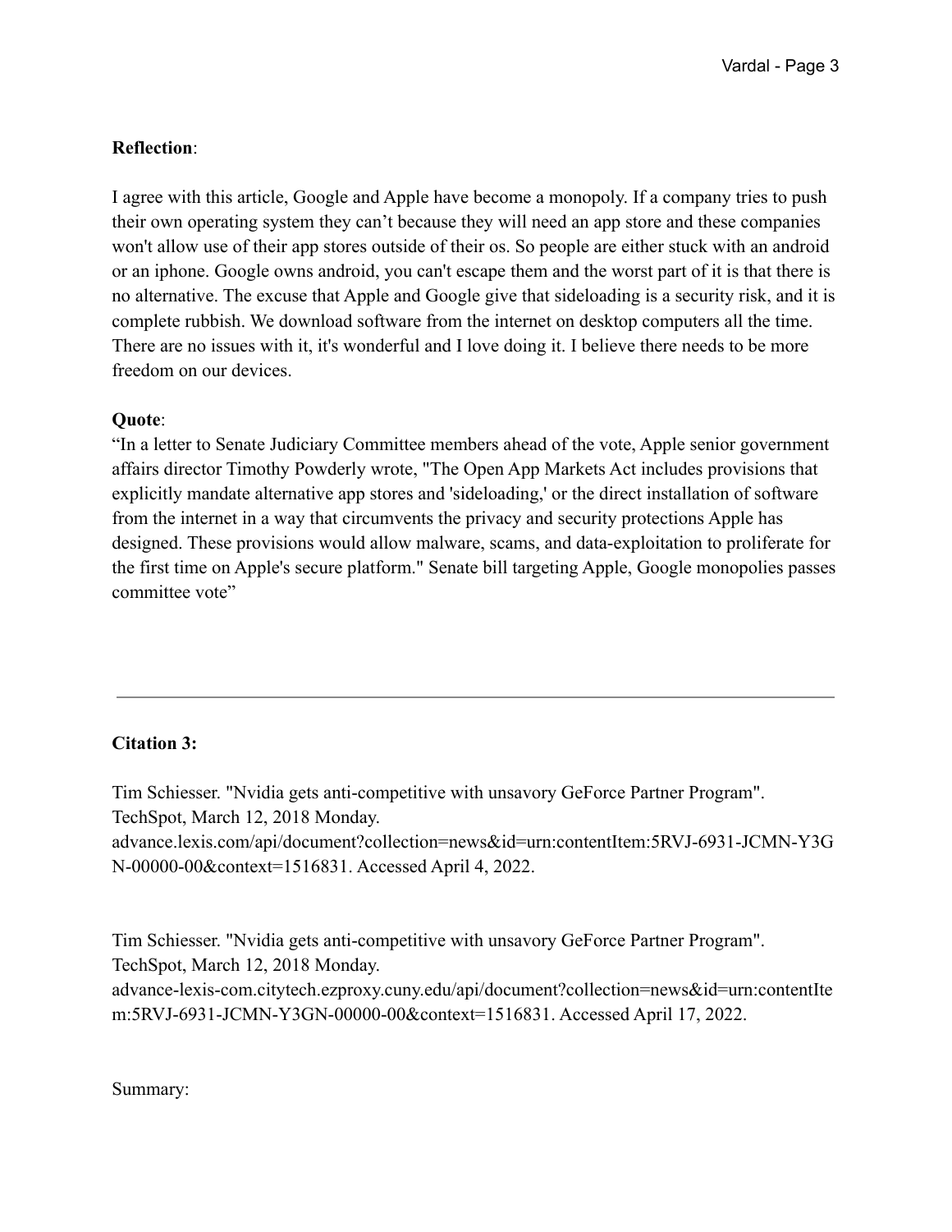**Reflection**:

I agree with this article, Google and Apple have become a monopoly. If a company tries to push their own operating system they can't because they will need an app store and these companies won't allow use of their app stores outside of their os. So people are either stuck with an android or an iphone. Google owns android, you can't escape them and the worst part of it is that there is no alternative. The excuse that Apple and Google give that sideloading is a security risk, and it is complete rubbish. We download software from the internet on desktop computers all the time. There are no issues with it, it's wonderful and I love doing it. I believe there needs to be more freedom on our devices.

**Quote**:
"In a letter to Senate Judiciary Committee members ahead of the vote, Apple senior government affairs director Timothy Powderly wrote, "The Open App Markets Act includes provisions that explicitly mandate alternative app stores and 'sideloading,' or the direct installation of software from the internet in a way that circumvents the privacy and security protections Apple has designed. These provisions would allow malware, scams, and data-exploitation to proliferate for the first time on Apple's secure platform." Senate bill targeting Apple, Google monopolies passes committee vote"

---

**Citation 3:**

Tim Schiesser. "Nvidia gets anti-competitive with unsavory GeForce Partner Program". TechSpot, March 12, 2018 Monday. advance.lexis.com/api/document?collection=news&id=urn:contentItem:5RVJ-6931-JCMN-Y3GN-00000-00&context=1516831. Accessed April 4, 2022.

Tim Schiesser. "Nvidia gets anti-competitive with unsavory GeForce Partner Program". TechSpot, March 12, 2018 Monday. advance-lexis-com.citytech.ezproxy.cuny.edu/api/document?collection=news&id=urn:contentItem:5RVJ-6931-JCMN-Y3GN-00000-00&context=1516831. Accessed April 17, 2022.

Summary: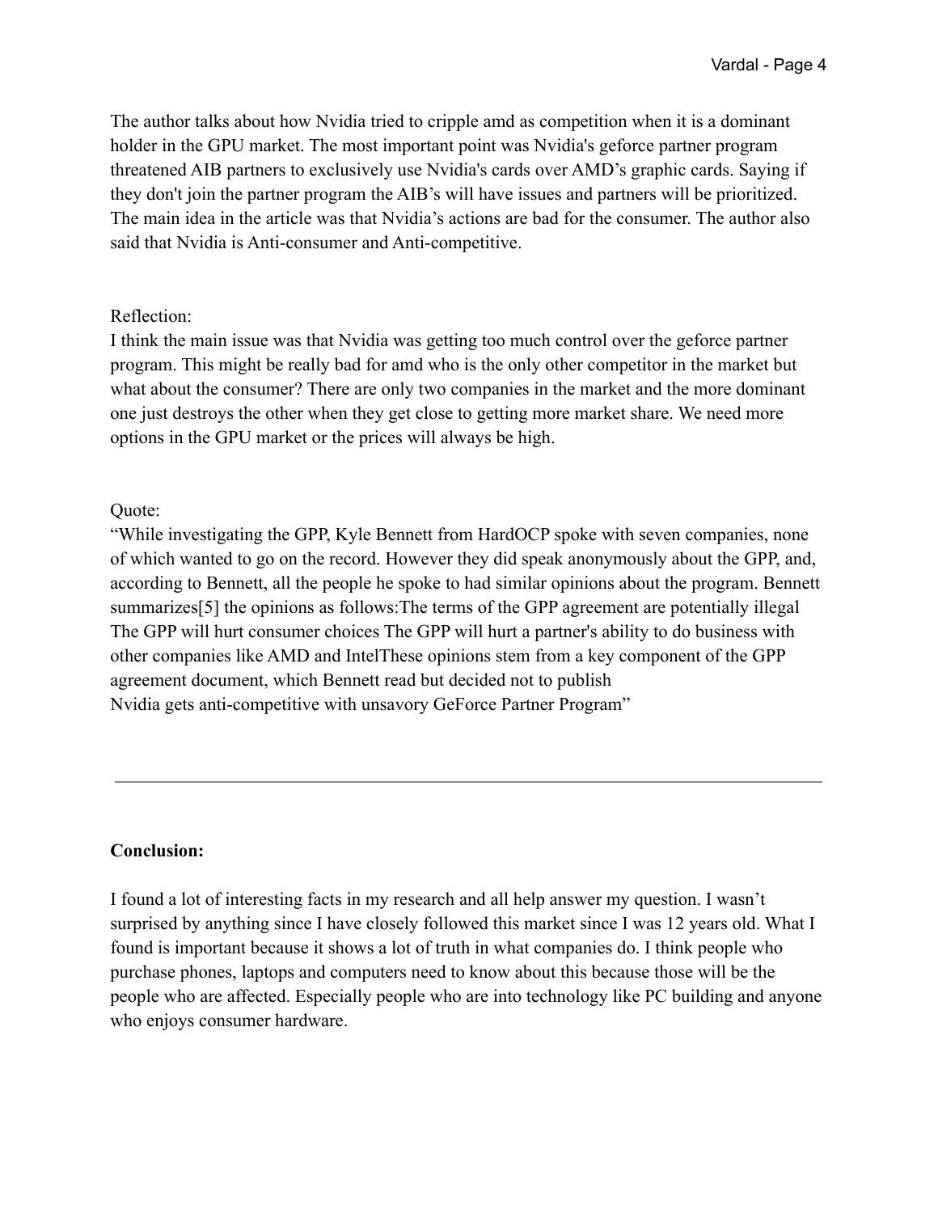The author talks about how Nvidia tried to cripple amd as competition when it is a dominant holder in the GPU market. The most important point was Nvidia's geforce partner program threatened AIB partners to exclusively use Nvidia's cards over AMD's graphic cards. Saying if they don't join the partner program the AIB's will have issues and partners will be prioritized. The main idea in the article was that Nvidia's actions are bad for the consumer. The author also said that Nvidia is Anti-consumer and Anti-competitive.

Reflection:
I think the main issue was that Nvidia was getting too much control over the geforce partner program. This might be really bad for amd who is the only other competitor in the market but what about the consumer? There are only two companies in the market and the more dominant one just destroys the other when they get close to getting more market share. We need more options in the GPU market or the prices will always be high.

Quote:
"While investigating the GPP, Kyle Bennett from HardOCP spoke with seven companies, none of which wanted to go on the record. However they did speak anonymously about the GPP, and, according to Bennett, all the people he spoke to had similar opinions about the program. Bennett summarizes[5] the opinions as follows:The terms of the GPP agreement are potentially illegal The GPP will hurt consumer choices The GPP will hurt a partner's ability to do business with other companies like AMD and IntelThese opinions stem from a key component of the GPP agreement document, which Bennett read but decided not to publish
Nvidia gets anti-competitive with unsavory GeForce Partner Program"

---

**Conclusion:**

I found a lot of interesting facts in my research and all help answer my question. I wasn't surprised by anything since I have closely followed this market since I was 12 years old. What I found is important because it shows a lot of truth in what companies do. I think people who purchase phones, laptops and computers need to know about this because those will be the people who are affected. Especially people who are into technology like PC building and anyone who enjoys consumer hardware.